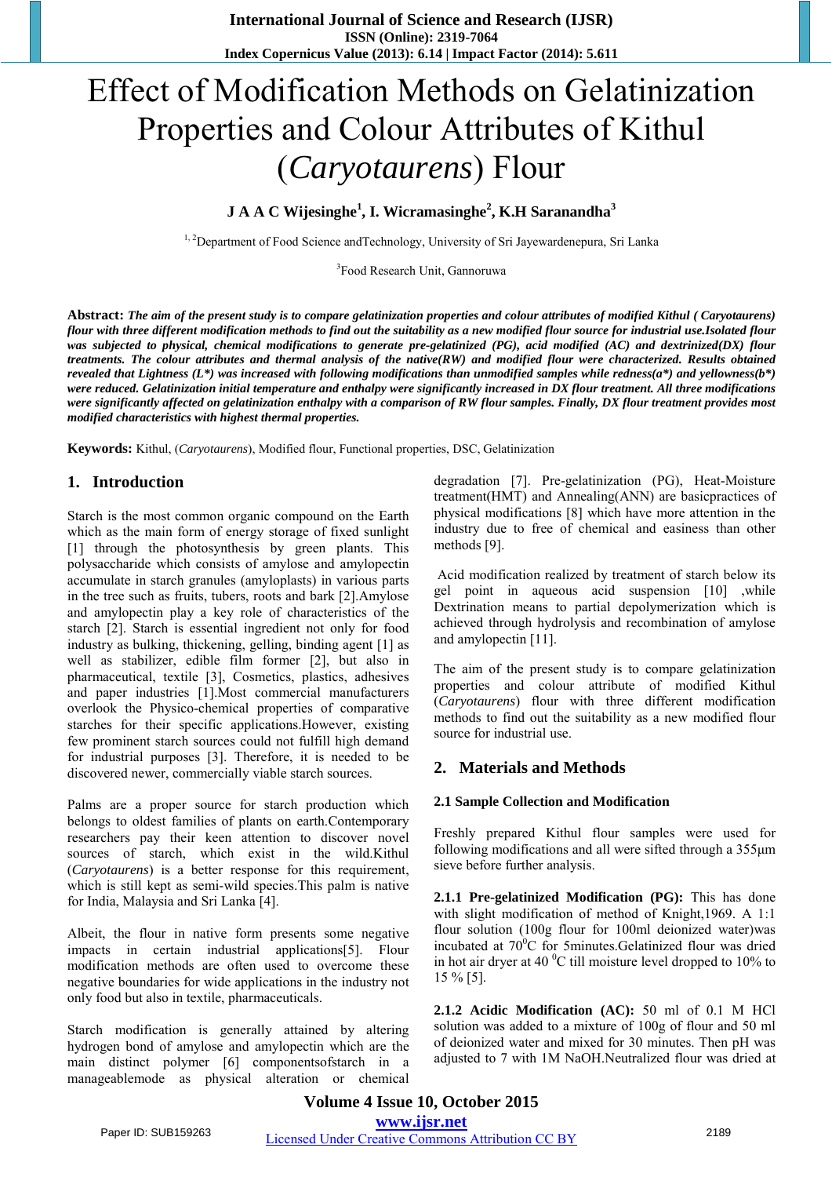# Effect of Modification Methods on Gelatinization Properties and Colour Attributes of Kithul (*Caryotaurens*) Flour

**J A A C Wijesinghe[1], I. Wicramasinghe[2], K.H Saranandha[3]**

[1, 2]Department of Food Science andTechnology, University of Sri Jayewardenepura, Sri Lanka

[3]Food Research Unit, Gannoruwa

**Abstract:** ***The aim of the present study is to compare gelatinization properties and colour attributes of modified Kithul ( Caryotaurens) flour with three different modification methods to find out the suitability as a new modified flour source for industrial use.Isolated flour was subjected to physical, chemical modifications to generate pre-gelatinized (PG), acid modified (AC) and dextrinized(DX) flour treatments. The colour attributes and thermal analysis of the native(RW) and modified flour were characterized. Results obtained revealed that Lightness (L*) was increased with following modifications than unmodified samples while redness(a*) and yellowness(b*) were reduced. Gelatinization initial temperature and enthalpy were significantly increased in DX flour treatment. All three modifications were significantly affected on gelatinization enthalpy with a comparison of RW flour samples. Finally, DX flour treatment provides most modified characteristics with highest thermal properties.***

**Keywords:** Kithul, (*Caryotaurens*), Modified flour, Functional properties, DSC, Gelatinization

## 1. Introduction

Starch is the most common organic compound on the Earth which as the main form of energy storage of fixed sunlight [1] through the photosynthesis by green plants. This polysaccharide which consists of amylose and amylopectin accumulate in starch granules (amyloplasts) in various parts in the tree such as fruits, tubers, roots and bark [2].Amylose and amylopectin play a key role of characteristics of the starch [2]. Starch is essential ingredient not only for food industry as bulking, thickening, gelling, binding agent [1] as well as stabilizer, edible film former [2], but also in pharmaceutical, textile [3], Cosmetics, plastics, adhesives and paper industries [1].Most commercial manufacturers overlook the Physico-chemical properties of comparative starches for their specific applications.However, existing few prominent starch sources could not fulfill high demand for industrial purposes [3]. Therefore, it is needed to be discovered newer, commercially viable starch sources.

Palms are a proper source for starch production which belongs to oldest families of plants on earth.Contemporary researchers pay their keen attention to discover novel sources of starch, which exist in the wild.Kithul (*Caryotaurens*) is a better response for this requirement, which is still kept as semi-wild species.This palm is native for India, Malaysia and Sri Lanka [4].

Albeit, the flour in native form presents some negative impacts in certain industrial applications[5]. Flour modification methods are often used to overcome these negative boundaries for wide applications in the industry not only food but also in textile, pharmaceuticals.

Starch modification is generally attained by altering hydrogen bond of amylose and amylopectin which are the main distinct polymer [6] componentsofstarch in a manageablemode as physical alteration or chemical degradation [7]. Pre-gelatinization (PG), Heat-Moisture treatment(HMT) and Annealing(ANN) are basicpractices of physical modifications [8] which have more attention in the industry due to free of chemical and easiness than other methods [9].

Acid modification realized by treatment of starch below its gel point in aqueous acid suspension [10] ,while Dextrination means to partial depolymerization which is achieved through hydrolysis and recombination of amylose and amylopectin [11].

The aim of the present study is to compare gelatinization properties and colour attribute of modified Kithul (*Caryotaurens*) flour with three different modification methods to find out the suitability as a new modified flour source for industrial use.

## 2. Materials and Methods

### 2.1 Sample Collection and Modification

Freshly prepared Kithul flour samples were used for following modifications and all were sifted through a 355µm sieve before further analysis.

**2.1.1 Pre-gelatinized Modification (PG):** This has done with slight modification of method of Knight,1969. A 1:1 flour solution (100g flour for 100ml deionized water)was incubated at 70$^{0}$C for 5minutes.Gelatinized flour was dried in hot air dryer at 40 $^{0}$C till moisture level dropped to 10% to 15 % [5].

**2.1.2 Acidic Modification (AC):** 50 ml of 0.1 M HCl solution was added to a mixture of 100g of flour and 50 ml of deionized water and mixed for 30 minutes. Then pH was adjusted to 7 with 1M NaOH.Neutralized flour was dried at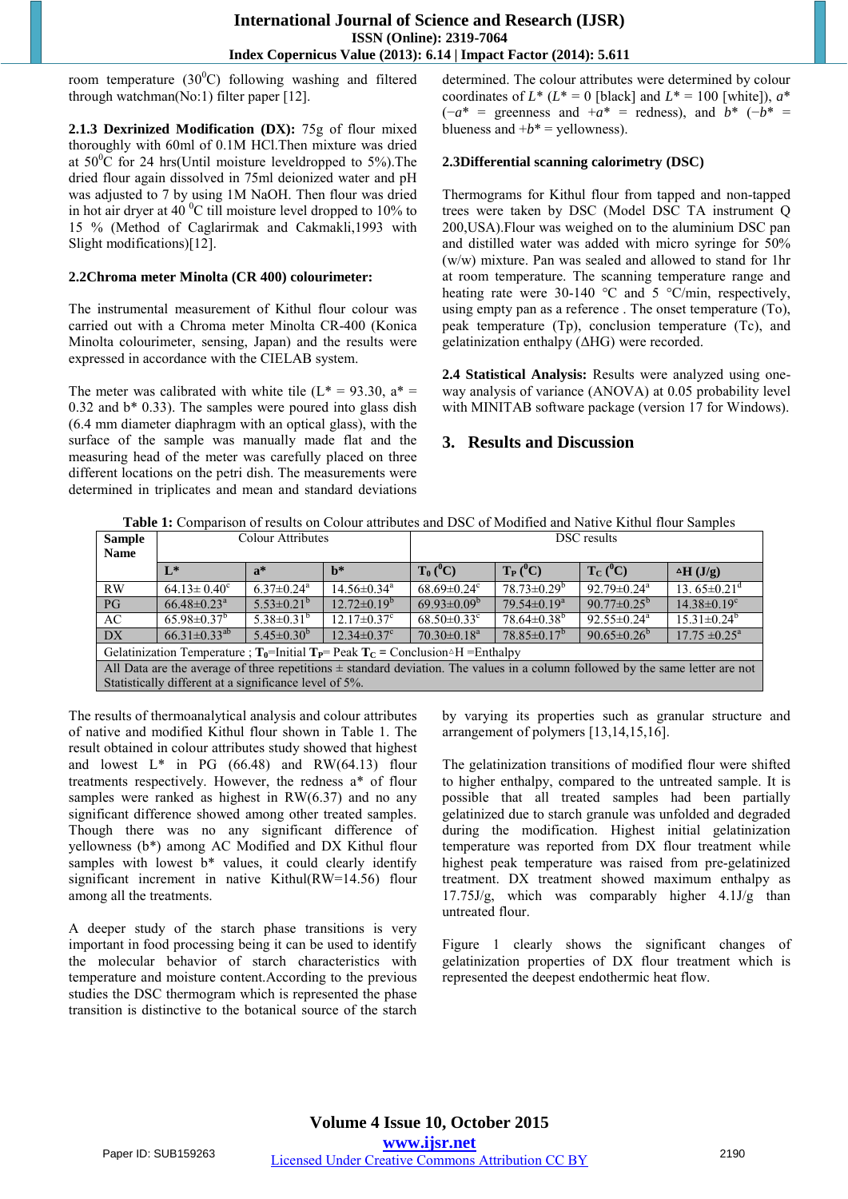room temperature ($30^0$C) following washing and filtered through watchman(No:1) filter paper [12].

**2.1.3 Dexrinized Modification (DX):** 75g of flour mixed thoroughly with 60ml of 0.1M HCl.Then mixture was dried at $50^0$C for 24 hrs(Until moisture leveldropped to 5%).The dried flour again dissolved in 75ml deionized water and pH was adjusted to 7 by using 1M NaOH. Then flour was dried in hot air dryer at 40 $^0$C till moisture level dropped to 10% to 15 % (Method of Caglarirmak and Cakmakli,1993 with Slight modifications)[12].

### 2.2Chroma meter Minolta (CR 400) colourimeter:

The instrumental measurement of Kithul flour colour was carried out with a Chroma meter Minolta CR-400 (Konica Minolta colourimeter, sensing, Japan) and the results were expressed in accordance with the CIELAB system.

The meter was calibrated with white tile ($L^*$ = 93.30, $a^*$ = 0.32 and $b^*$ 0.33). The samples were poured into glass dish (6.4 mm diameter diaphragm with an optical glass), with the surface of the sample was manually made flat and the measuring head of the meter was carefully placed on three different locations on the petri dish. The measurements were determined in triplicates and mean and standard deviations determined. The colour attributes were determined by colour coordinates of $L^*$ ($L^*$ = 0 [black] and $L^*$ = 100 [white]), $a^*$ ($-a^*$ = greenness and $+a^*$ = redness), and $b^*$ ($-b^*$ = blueness and $+b^*$ = yellowness).

### 2.3Differential scanning calorimetry (DSC)

Thermograms for Kithul flour from tapped and non-tapped trees were taken by DSC (Model DSC TA instrument Q 200,USA).Flour was weighed on to the aluminium DSC pan and distilled water was added with micro syringe for 50% (w/w) mixture. Pan was sealed and allowed to stand for 1hr at room temperature. The scanning temperature range and heating rate were 30-140 °C and 5 °C/min, respectively, using empty pan as a reference . The onset temperature (To), peak temperature (Tp), conclusion temperature (Tc), and gelatinization enthalpy (ΔHG) were recorded.

**2.4 Statistical Analysis:** Results were analyzed using one-way analysis of variance (ANOVA) at 0.05 probability level with MINITAB software package (version 17 for Windows).

## 3. Results and Discussion

**Table 1:** Comparison of results on Colour attributes and DSC of Modified and Native Kithul flour Samples

| Sample Name | Colour Attributes | | | DSC results | | | |
|---|---|---|---|---|---|---|---|
| | $L^*$ | $a^*$ | $b^*$ | $T_0$ ($^0$C) | $T_P$ ($^0$C) | $T_C$ ($^0$C) | ΔH (J/g) |
| RW | 64.13± 0.40$^c$ | 6.37±0.24$^a$ | 14.56±0.34$^a$ | 68.69±0.24$^c$ | 78.73±0.29$^b$ | 92.79±0.24$^a$ | 13. 65±0.21$^d$ |
| PG | 66.48±0.23$^a$ | 5.53±0.21$^b$ | 12.72±0.19$^b$ | 69.93±0.09$^b$ | 79.54±0.19$^a$ | 90.77±0.25$^b$ | 14.38±0.19$^c$ |
| AC | 65.98±0.37$^b$ | 5.38±0.31$^b$ | 12.17±0.37$^c$ | 68.50±0.33$^c$ | 78.64±0.38$^b$ | 92.55±0.24$^a$ | 15.31±0.24$^b$ |
| DX | 66.31±0.33$^{ab}$ | 5.45±0.30$^b$ | 12.34±0.37$^c$ | 70.30±0.18$^a$ | 78.85±0.17$^b$ | 90.65±0.26$^b$ | 17.75 ±0.25$^a$ |
| Gelatinization Temperature ; $T_0$=Initial $T_P$= Peak $T_C$ = Conclusion ΔH =Enthalpy | | | | | | | |
| All Data are the average of three repetitions ± standard deviation. The values in a column followed by the same letter are not Statistically different at a significance level of 5%. | | | | | | | |

The results of thermoanalytical analysis and colour attributes of native and modified Kithul flour shown in Table 1. The result obtained in colour attributes study showed that highest and lowest $L^*$ in PG (66.48) and RW(64.13) flour treatments respectively. However, the redness $a^*$ of flour samples were ranked as highest in RW(6.37) and no any significant difference showed among other treated samples. Though there was no any significant difference of yellowness ($b^*$) among AC Modified and DX Kithul flour samples with lowest $b^*$ values, it could clearly identify significant increment in native Kithul(RW=14.56) flour among all the treatments.

A deeper study of the starch phase transitions is very important in food processing being it can be used to identify the molecular behavior of starch characteristics with temperature and moisture content.According to the previous studies the DSC thermogram which is represented the phase transition is distinctive to the botanical source of the starch by varying its properties such as granular structure and arrangement of polymers [13,14,15,16].

The gelatinization transitions of modified flour were shifted to higher enthalpy, compared to the untreated sample. It is possible that all treated samples had been partially gelatinized due to starch granule was unfolded and degraded during the modification. Highest initial gelatinization temperature was reported from DX flour treatment while highest peak temperature was raised from pre-gelatinized treatment. DX treatment showed maximum enthalpy as 17.75J/g, which was comparably higher 4.1J/g than untreated flour.

Figure 1 clearly shows the significant changes of gelatinization properties of DX flour treatment which is represented the deepest endothermic heat flow.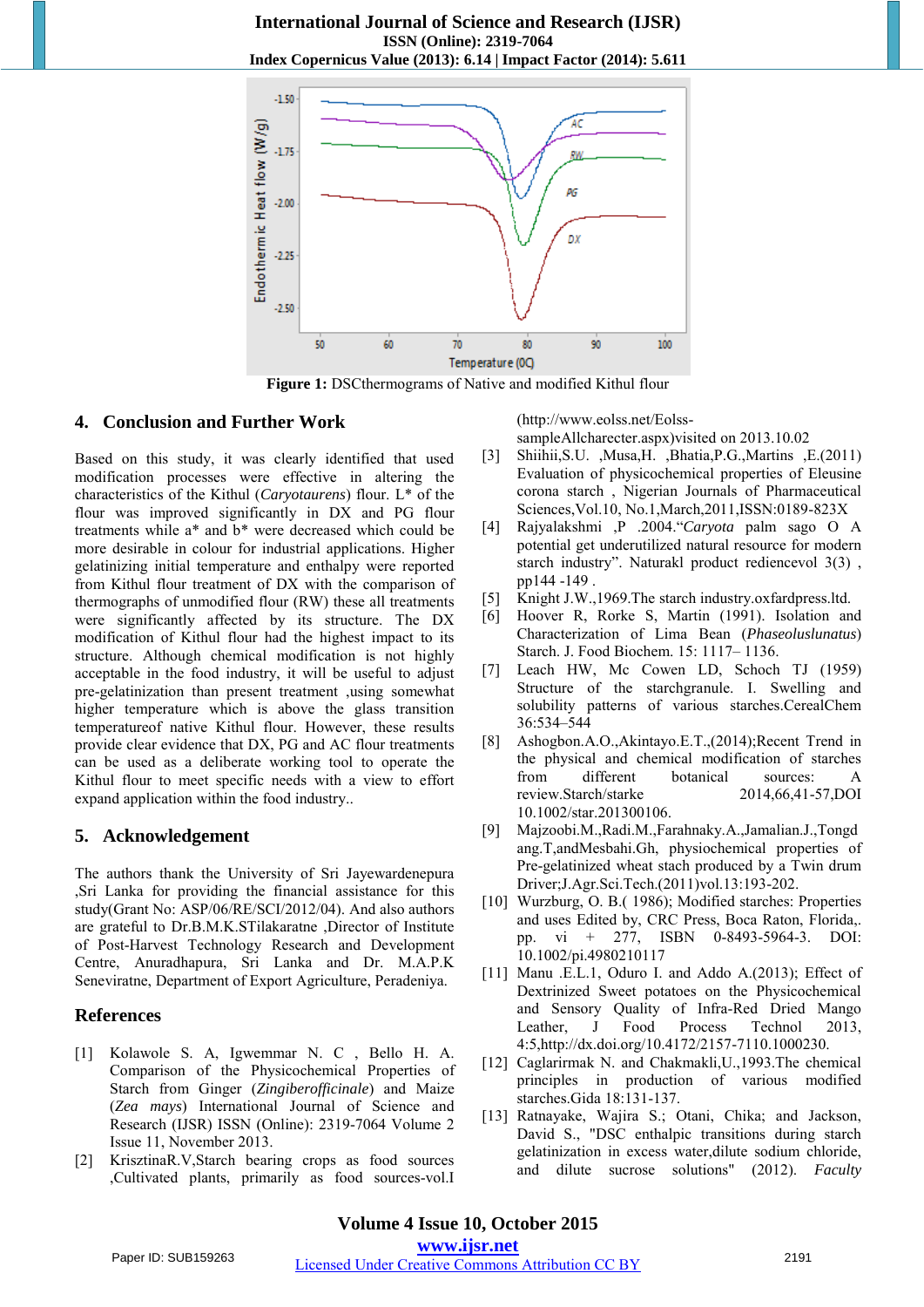**Figure 1:** DSCthermograms of Native and modified Kithul flour

## 4. Conclusion and Further Work

Based on this study, it was clearly identified that used modification processes were effective in altering the characteristics of the Kithul (*Caryotaurens*) flour. L* of the flour was improved significantly in DX and PG flour treatments while a* and b* were decreased which could be more desirable in colour for industrial applications. Higher gelatinizing initial temperature and enthalpy were reported from Kithul flour treatment of DX with the comparison of thermographs of unmodified flour (RW) these all treatments were significantly affected by its structure. The DX modification of Kithul flour had the highest impact to its structure. Although chemical modification is not highly acceptable in the food industry, it will be useful to adjust pre-gelatinization than present treatment ,using somewhat higher temperature which is above the glass transition temperatureof native Kithul flour. However, these results provide clear evidence that DX, PG and AC flour treatments can be used as a deliberate working tool to operate the Kithul flour to meet specific needs with a view to effort expand application within the food industry..

## 5. Acknowledgement

The authors thank the University of Sri Jayewardenepura ,Sri Lanka for providing the financial assistance for this study(Grant No: ASP/06/RE/SCI/2012/04). And also authors are grateful to Dr.B.M.K.STilakaratne ,Director of Institute of Post-Harvest Technology Research and Development Centre, Anuradhapura, Sri Lanka and Dr. M.A.P.K Seneviratne, Department of Export Agriculture, Peradeniya.

## References

[1] Kolawole S. A, Igwemmar N. C , Bello H. A. Comparison of the Physicochemical Properties of Starch from Ginger (*Zingiberofficinale*) and Maize (*Zea mays*) International Journal of Science and Research (IJSR) ISSN (Online): 2319-7064 Volume 2 Issue 11, November 2013.

[2] KrisztinaR.V,Starch bearing crops as food sources ,Cultivated plants, primarily as food sources-vol.I (http://www.eolss.net/Eolss-sampleAllcharecter.aspx)visited on 2013.10.02

[3] Shiihii,S.U. ,Musa,H. ,Bhatia,P.G.,Martins ,E.(2011) Evaluation of physicochemical properties of Eleusine corona starch , Nigerian Journals of Pharmaceutical Sciences,Vol.10, No.1,March,2011,ISSN:0189-823X

[4] Rajyalakshmi ,P .2004.“*Caryota* palm sago O A potential get underutilized natural resource for modern starch industry”. Naturakl product rediencevol 3(3) , pp144 -149 .

[5] Knight J.W.,1969.The starch industry.oxfardpress.ltd.

[6] Hoover R, Rorke S, Martin (1991). Isolation and Characterization of Lima Bean (*Phaseoluslunatus*) Starch. J. Food Biochem. 15: 1117– 1136.

[7] Leach HW, Mc Cowen LD, Schoch TJ (1959) Structure of the starchgranule. I. Swelling and solubility patterns of various starches.CerealChem 36:534–544

[8] Ashogbon.A.O.,Akintayo.E.T.,(2014);Recent Trend in the physical and chemical modification of starches from different botanical sources: A review.Starch/starke 2014,66,41-57,DOI 10.1002/star.201300106.

[9] Majzoobi.M.,Radi.M.,Farahnaky.A.,Jamalian.J.,Tongdang.T,andMesbahi.Gh, physiochemical properties of Pre-gelatinized wheat stach produced by a Twin drum Driver;J.Agr.Sci.Tech.(2011)vol.13:193-202.

[10] Wurzburg, O. B.( 1986); Modified starches: Properties and uses Edited by, CRC Press, Boca Raton, Florida,. pp. vi + 277, ISBN 0-8493-5964-3. DOI: 10.1002/pi.4980210117

[11] Manu .E.L.1, Oduro I. and Addo A.(2013); Effect of Dextrinized Sweet potatoes on the Physicochemical and Sensory Quality of Infra-Red Dried Mango Leather, J Food Process Technol 2013, 4:5,http://dx.doi.org/10.4172/2157-7110.1000230.

[12] Caglarirmak N. and Chakmakli,U.,1993.The chemical principles in production of various modified starches.Gida 18:131-137.

[13] Ratnayake, Wajira S.; Otani, Chika; and Jackson, David S., "DSC enthalpic transitions during starch gelatinization in excess water,dilute sodium chloride, and dilute sucrose solutions" (2012). *Faculty*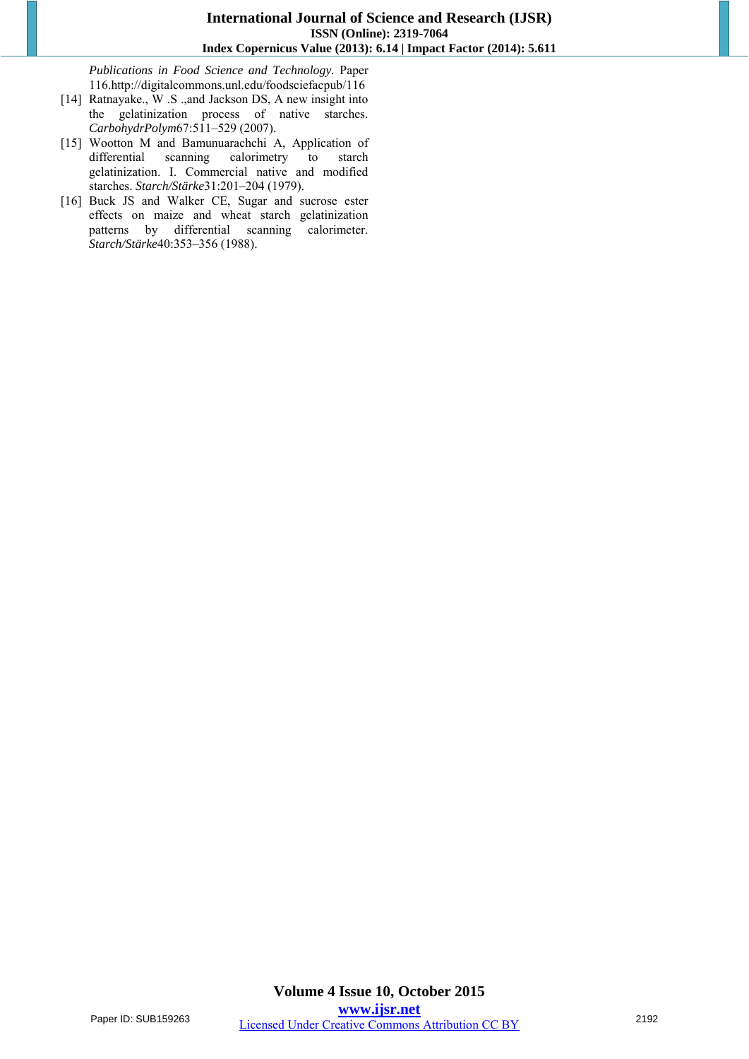*Publications in Food Science and Technology.* Paper 116.http://digitalcommons.unl.edu/foodsciefacpub/116

[14] Ratnayake., W .S .,and Jackson DS, A new insight into the gelatinization process of native starches. *CarbohydrPolym*67:511–529 (2007).

[15] Wootton M and Bamunuarachchi A, Application of differential scanning calorimetry to starch gelatinization. I. Commercial native and modified starches. *Starch/Stärke*31:201–204 (1979).

[16] Buck JS and Walker CE, Sugar and sucrose ester effects on maize and wheat starch gelatinization patterns by differential scanning calorimeter. *Starch/Stärke*40:353–356 (1988).